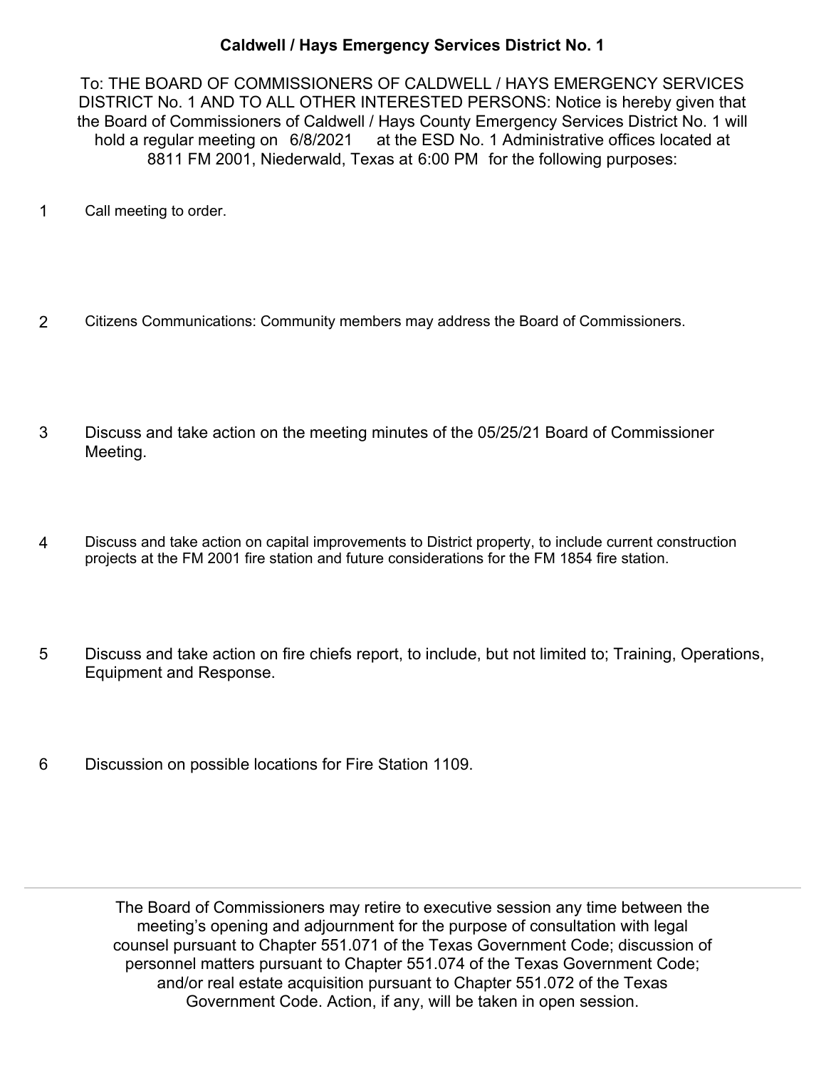**Caldwell / Hays Emergency Services District No. 1**

To: THE BOARD OF COMMISSIONERS OF CALDWELL / HAYS EMERGENCY SERVICES DISTRICT No. 1 AND TO ALL OTHER INTERESTED PERSONS: Notice is hereby given that the Board of Commissioners of Caldwell / Hays County Emergency Services District No. 1 will hold a regular meeting on 6/8/2021 at the ESD No. 1 Administrative offices located at 8811 FM 2001, Niederwald, Texas at 6:00 PM for the following purposes:

1. Call meeting to order.

2. Citizens Communications: Community members may address the Board of Commissioners.

3. Discuss and take action on the meeting minutes of the 05/25/21 Board of Commissioner Meeting.

4. Discuss and take action on capital improvements to District property, to include current construction projects at the FM 2001 fire station and future considerations for the FM 1854 fire station.

5. Discuss and take action on fire chiefs report, to include, but not limited to; Training, Operations, Equipment and Response.

6. Discussion on possible locations for Fire Station 1109.

---

The Board of Commissioners may retire to executive session any time between the meeting's opening and adjournment for the purpose of consultation with legal counsel pursuant to Chapter 551.071 of the Texas Government Code; discussion of personnel matters pursuant to Chapter 551.074 of the Texas Government Code; and/or real estate acquisition pursuant to Chapter 551.072 of the Texas Government Code. Action, if any, will be taken in open session.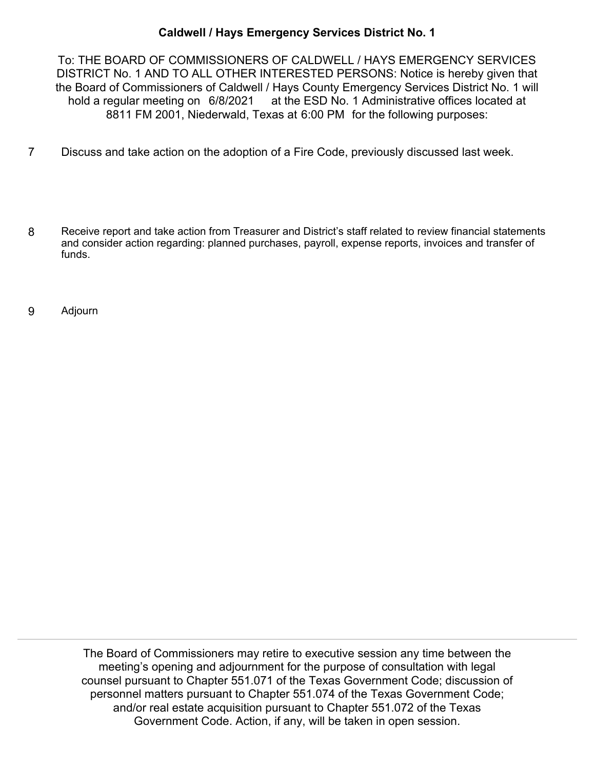**Caldwell / Hays Emergency Services District No. 1**

To: THE BOARD OF COMMISSIONERS OF CALDWELL / HAYS EMERGENCY SERVICES DISTRICT No. 1 AND TO ALL OTHER INTERESTED PERSONS: Notice is hereby given that the Board of Commissioners of Caldwell / Hays County Emergency Services District No. 1 will hold a regular meeting on 6/8/2021 at the ESD No. 1 Administrative offices located at 8811 FM 2001, Niederwald, Texas at 6:00 PM for the following purposes:

7. Discuss and take action on the adoption of a Fire Code, previously discussed last week.

8. Receive report and take action from Treasurer and District's staff related to review financial statements and consider action regarding: planned purchases, payroll, expense reports, invoices and transfer of funds.

9. Adjourn

---

The Board of Commissioners may retire to executive session any time between the meeting's opening and adjournment for the purpose of consultation with legal counsel pursuant to Chapter 551.071 of the Texas Government Code; discussion of personnel matters pursuant to Chapter 551.074 of the Texas Government Code; and/or real estate acquisition pursuant to Chapter 551.072 of the Texas Government Code. Action, if any, will be taken in open session.